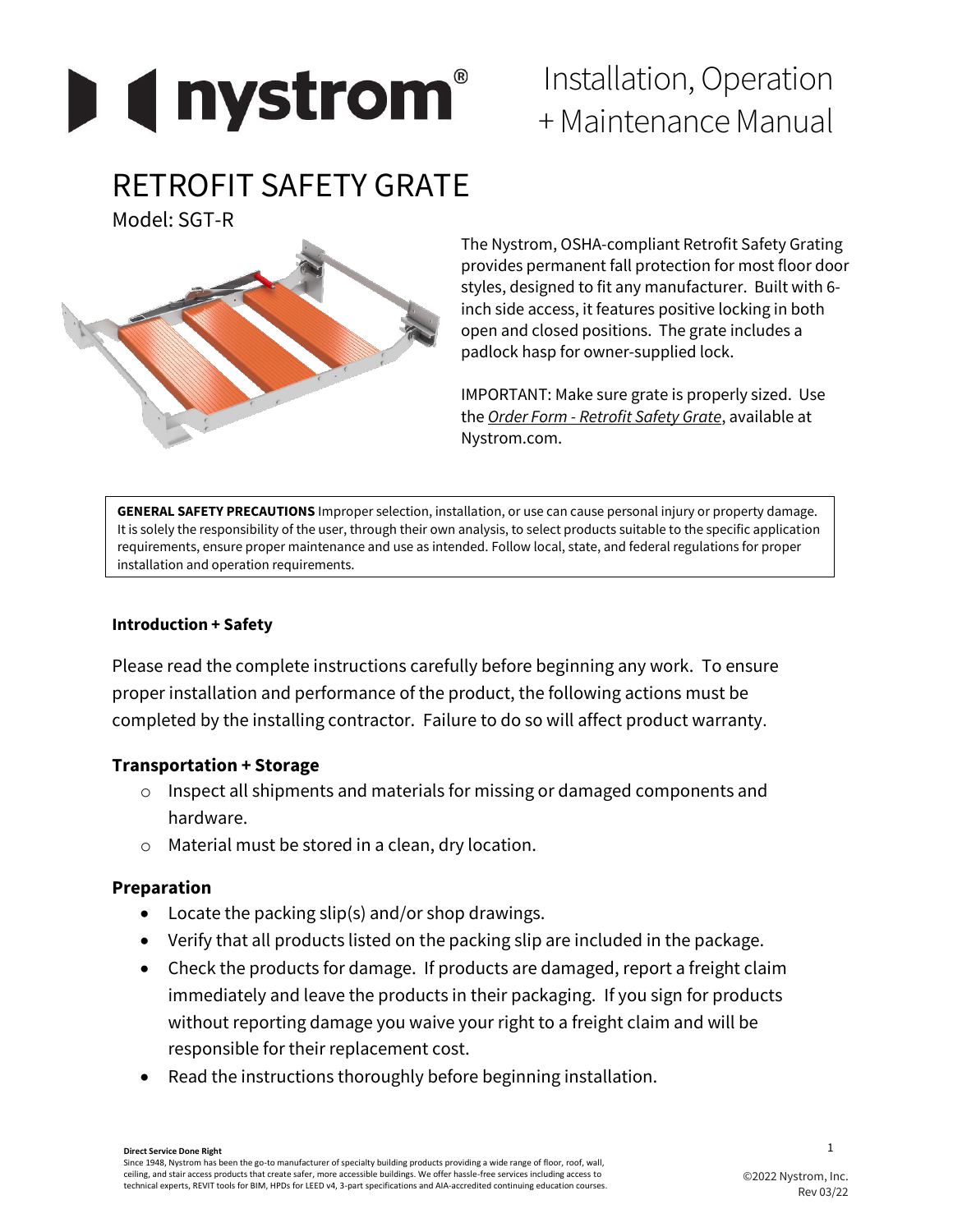# Installation, Operation + Maintenance Manual

# RETROFIT SAFETY GRATE

Model: SGT-R

The Nystrom, OSHA-compliant Retrofit Safety Grating provides permanent fall protection for most floor door styles, designed to fit any manufacturer. Built with 6-inch side access, it features positive locking in both open and closed positions. The grate includes a padlock hasp for owner-supplied lock.

IMPORTANT: Make sure grate is properly sized. Use the *Order Form - Retrofit Safety Grate*, available at Nystrom.com.

**GENERAL SAFETY PRECAUTIONS** Improper selection, installation, or use can cause personal injury or property damage. It is solely the responsibility of the user, through their own analysis, to select products suitable to the specific application requirements, ensure proper maintenance and use as intended. Follow local, state, and federal regulations for proper installation and operation requirements.

**Introduction + Safety**

Please read the complete instructions carefully before beginning any work. To ensure proper installation and performance of the product, the following actions must be completed by the installing contractor. Failure to do so will affect product warranty.

### Transportation + Storage

- Inspect all shipments and materials for missing or damaged components and hardware.
- Material must be stored in a clean, dry location.

### Preparation

- Locate the packing slip(s) and/or shop drawings.
- Verify that all products listed on the packing slip are included in the package.
- Check the products for damage. If products are damaged, report a freight claim immediately and leave the products in their packaging. If you sign for products without reporting damage you waive your right to a freight claim and will be responsible for their replacement cost.
- Read the instructions thoroughly before beginning installation.

**Direct Service Done Right**
Since 1948, Nystrom has been the go-to manufacturer of specialty building products providing a wide range of floor, roof, wall, ceiling, and stair access products that create safer, more accessible buildings. We offer hassle-free services including access to technical experts, REVIT tools for BIM, HPDs for LEED v4, 3-part specifications and AIA-accredited continuing education courses.

©2022 Nystrom, Inc.
Rev 03/22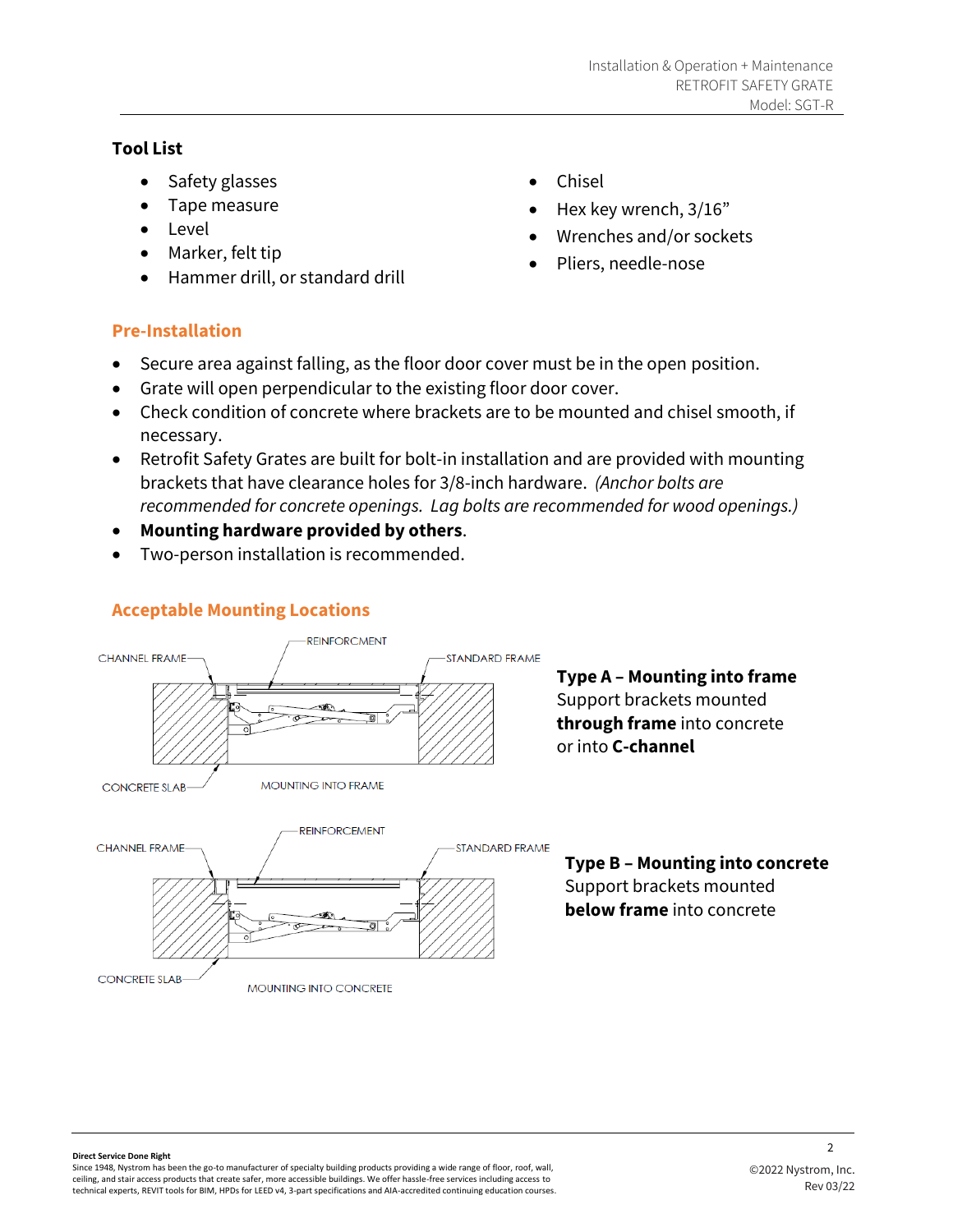## Tool List

- Safety glasses
- Tape measure
- Level
- Marker, felt tip
- Hammer drill, or standard drill
- Chisel
- Hex key wrench, 3/16"
- Wrenches and/or sockets
- Pliers, needle-nose

## Pre-Installation

- Secure area against falling, as the floor door cover must be in the open position.
- Grate will open perpendicular to the existing floor door cover.
- Check condition of concrete where brackets are to be mounted and chisel smooth, if necessary.
- Retrofit Safety Grates are built for bolt-in installation and are provided with mounting brackets that have clearance holes for 3/8-inch hardware. *(Anchor bolts are recommended for concrete openings. Lag bolts are recommended for wood openings.)*
- **Mounting hardware provided by others**.
- Two-person installation is recommended.

## Acceptable Mounting Locations

**Type A – Mounting into frame**
Support brackets mounted **through frame** into concrete or into **C-channel**

**Type B – Mounting into concrete**
Support brackets mounted **below frame** into concrete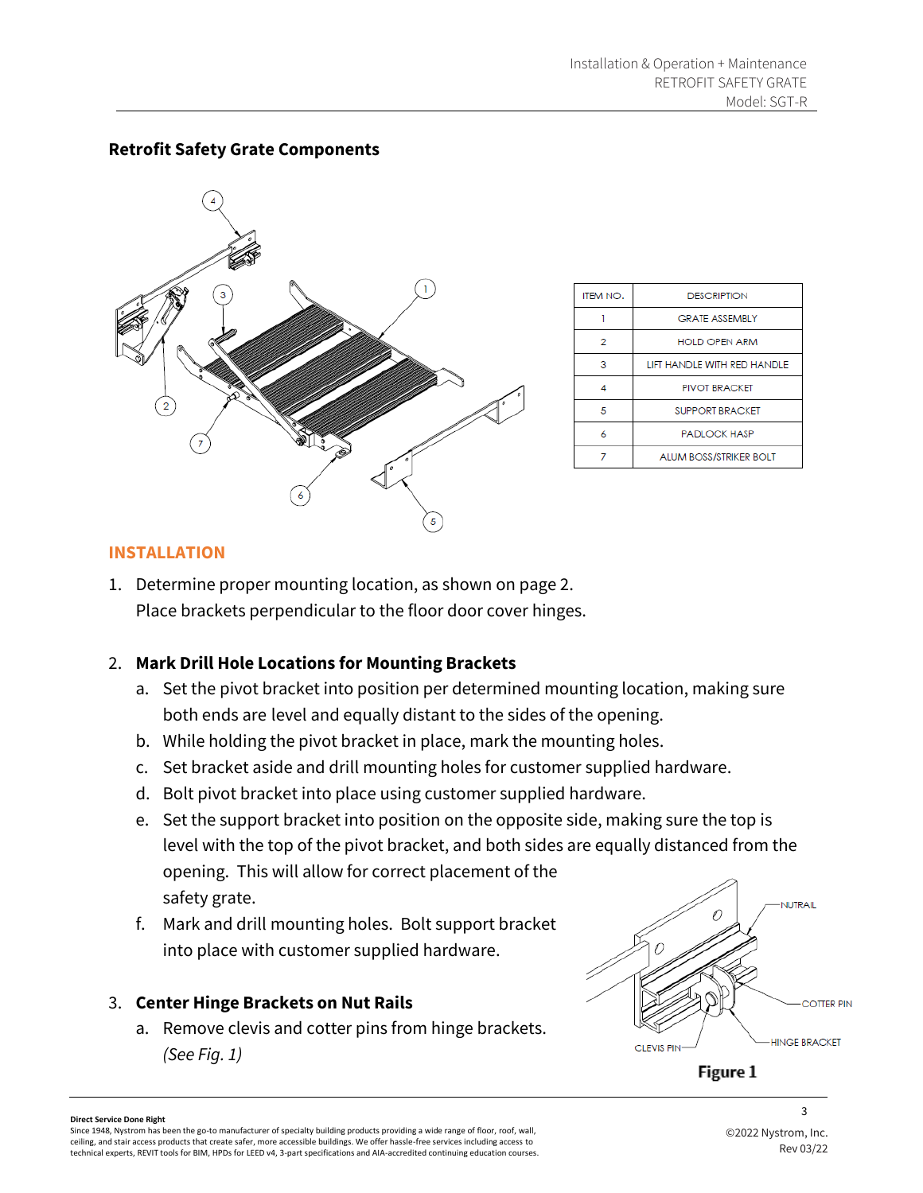## Retrofit Safety Grate Components

| ITEM NO. | DESCRIPTION |
|---|---|
| 1 | GRATE ASSEMBLY |
| 2 | HOLD OPEN ARM |
| 3 | LIFT HANDLE WITH RED HANDLE |
| 4 | PIVOT BRACKET |
| 5 | SUPPORT BRACKET |
| 6 | PADLOCK HASP |
| 7 | ALUM BOSS/STRIKER BOLT |

## INSTALLATION

1. Determine proper mounting location, as shown on page 2.
   Place brackets perpendicular to the floor door cover hinges.

2. **Mark Drill Hole Locations for Mounting Brackets**
   a. Set the pivot bracket into position per determined mounting location, making sure both ends are level and equally distant to the sides of the opening.
   b. While holding the pivot bracket in place, mark the mounting holes.
   c. Set bracket aside and drill mounting holes for customer supplied hardware.
   d. Bolt pivot bracket into place using customer supplied hardware.
   e. Set the support bracket into position on the opposite side, making sure the top is level with the top of the pivot bracket, and both sides are equally distanced from the opening. This will allow for correct placement of the safety grate.
   f. Mark and drill mounting holes. Bolt support bracket into place with customer supplied hardware.

3. **Center Hinge Brackets on Nut Rails**
   a. Remove clevis and cotter pins from hinge brackets. *(See Fig. 1)*

NUTRAIL
COTTER PIN
HINGE BRACKET
CLEVIS PIN

**Figure 1**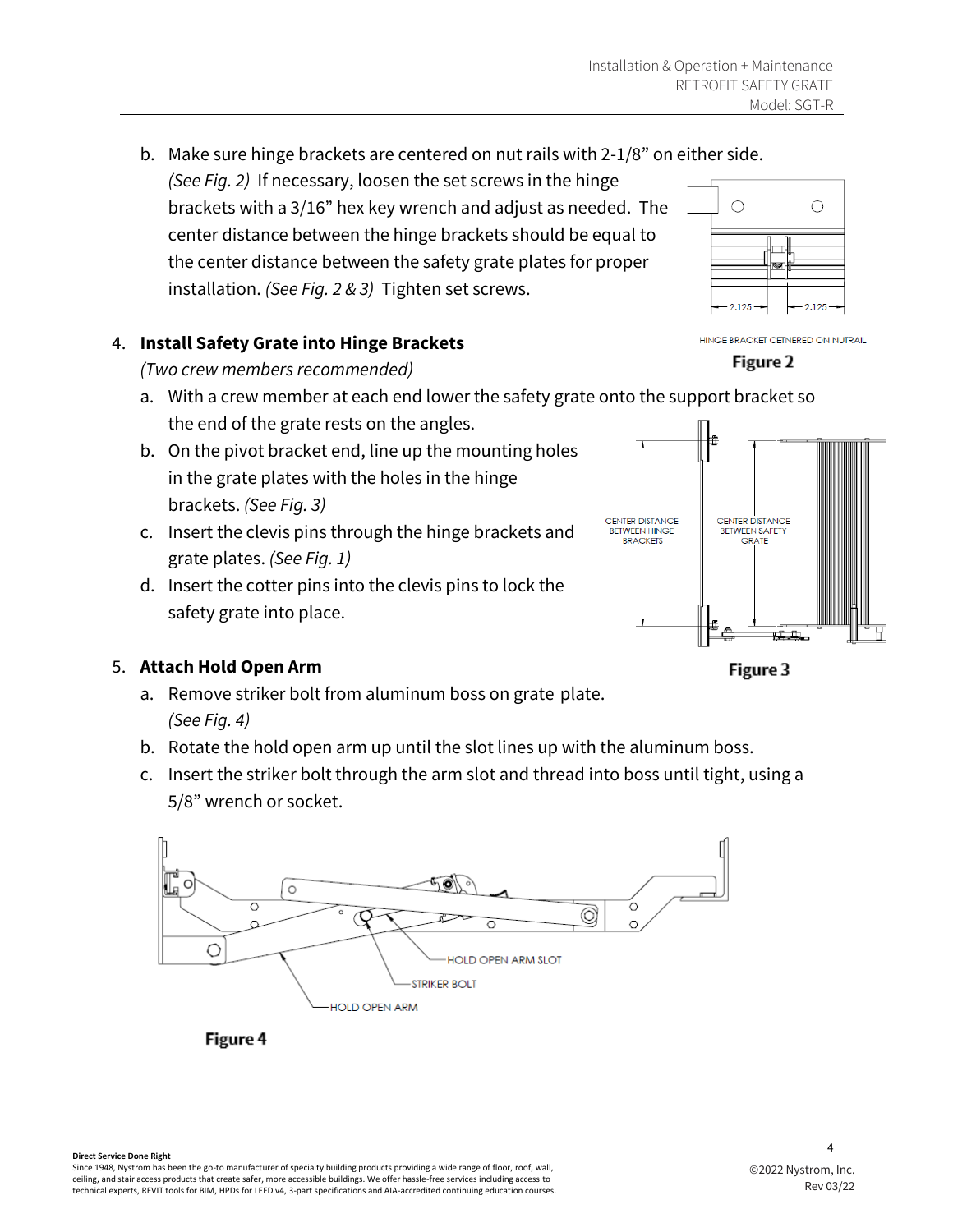b. Make sure hinge brackets are centered on nut rails with 2-1/8" on either side. *(See Fig. 2)* If necessary, loosen the set screws in the hinge brackets with a 3/16" hex key wrench and adjust as needed. The center distance between the hinge brackets should be equal to the center distance between the safety grate plates for proper installation. *(See Fig. 2 & 3)* Tighten set screws.

HINGE BRACKET CETNERED ON NUTRAIL

**Figure 2**

4. **Install Safety Grate into Hinge Brackets**
   *(Two crew members recommended)*
   a. With a crew member at each end lower the safety grate onto the support bracket so the end of the grate rests on the angles.
   b. On the pivot bracket end, line up the mounting holes in the grate plates with the holes in the hinge brackets. *(See Fig. 3)*
   c. Insert the clevis pins through the hinge brackets and grate plates. *(See Fig. 1)*
   d. Insert the cotter pins into the clevis pins to lock the safety grate into place.

**Figure 3**

5. **Attach Hold Open Arm**
   a. Remove striker bolt from aluminum boss on grate plate. *(See Fig. 4)*
   b. Rotate the hold open arm up until the slot lines up with the aluminum boss.
   c. Insert the striker bolt through the arm slot and thread into boss until tight, using a 5/8" wrench or socket.

**Figure 4**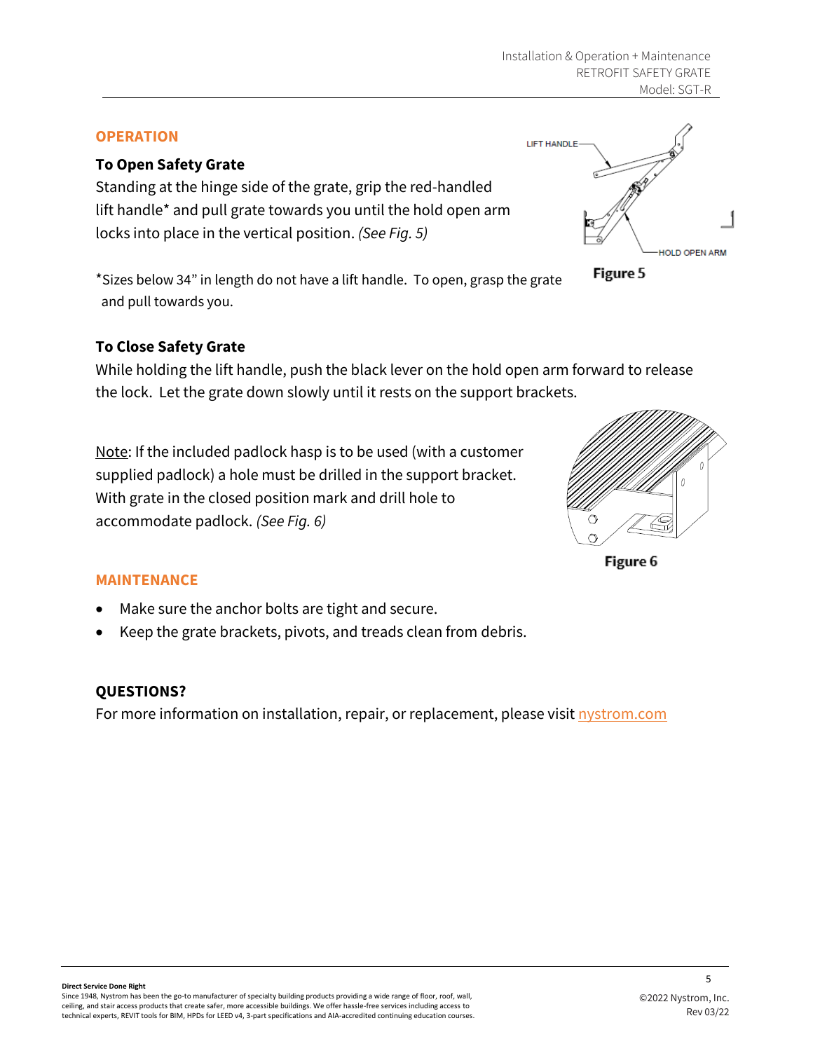## OPERATION

### To Open Safety Grate

Standing at the hinge side of the grate, grip the red-handled lift handle* and pull grate towards you until the hold open arm locks into place in the vertical position. *(See Fig. 5)*

LIFT HANDLE

HOLD OPEN ARM

**Figure 5**

*Sizes below 34" in length do not have a lift handle. To open, grasp the grate and pull towards you.

### To Close Safety Grate

While holding the lift handle, push the black lever on the hold open arm forward to release the lock. Let the grate down slowly until it rests on the support brackets.

Note: If the included padlock hasp is to be used (with a customer supplied padlock) a hole must be drilled in the support bracket. With grate in the closed position mark and drill hole to accommodate padlock. *(See Fig. 6)*

**Figure 6**

## MAINTENANCE

- Make sure the anchor bolts are tight and secure.
- Keep the grate brackets, pivots, and treads clean from debris.

### QUESTIONS?

For more information on installation, repair, or replacement, please visit nystrom.com

**Direct Service Done Right**
Since 1948, Nystrom has been the go-to manufacturer of specialty building products providing a wide range of floor, roof, wall, ceiling, and stair access products that create safer, more accessible buildings. We offer hassle-free services including access to technical experts, REVIT tools for BIM, HPDs for LEED v4, 3-part specifications and AIA-accredited continuing education courses.

©2022 Nystrom, Inc.
Rev 03/22